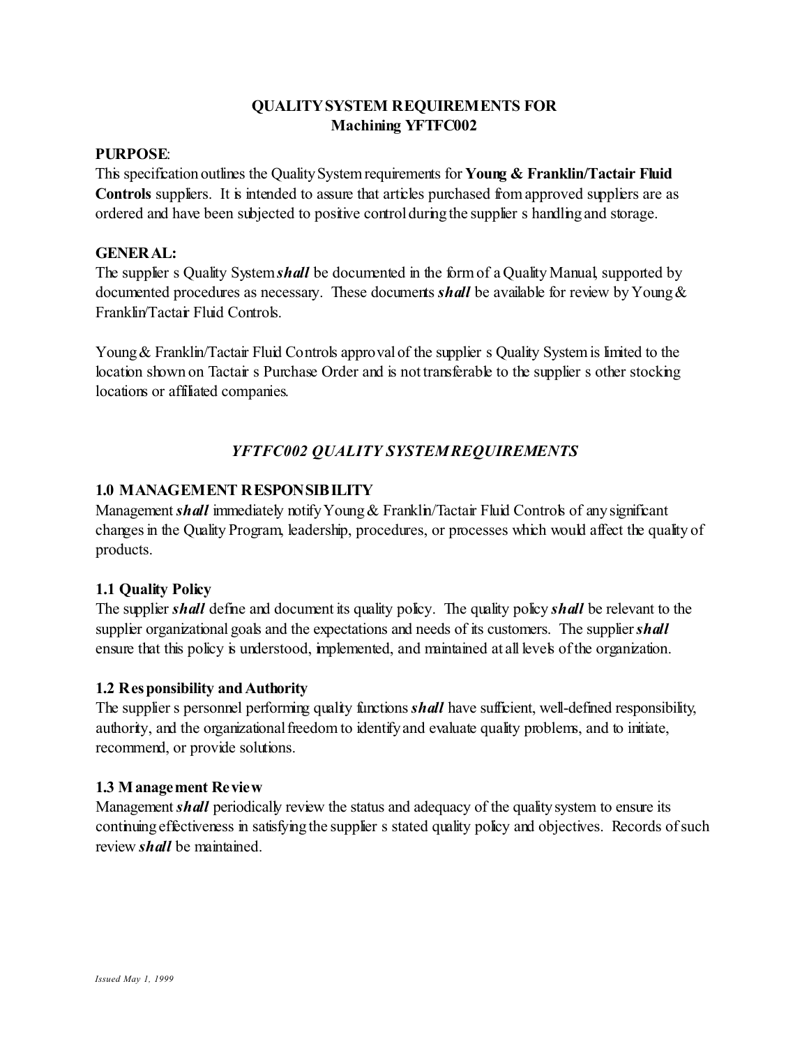# QUALITY SYSTEM REQUIREMENTS FOR
# Machining YFTFC002

**PURPOSE**:
This specification outlines the Quality System requirements for **Young & Franklin/Tactair Fluid Controls** suppliers. It is intended to assure that articles purchased from approved suppliers are as ordered and have been subjected to positive control during the supplier s handling and storage.

**GENERAL:**
The supplier s Quality System ***shall*** be documented in the form of a Quality Manual, supported by documented procedures as necessary. These documents ***shall*** be available for review by Young & Franklin/Tactair Fluid Controls.

Young & Franklin/Tactair Fluid Controls approval of the supplier s Quality System is limited to the location shown on Tactair s Purchase Order and is not transferable to the supplier s other stocking locations or affiliated companies.

## *YFTFC002 QUALITY SYSTEM REQUIREMENTS*

### 1.0 MANAGEMENT RESPONSIBILITY
Management ***shall*** immediately notify Young & Franklin/Tactair Fluid Controls of any significant changes in the Quality Program, leadership, procedures, or processes which would affect the quality of products.

### 1.1 Quality Policy
The supplier ***shall*** define and document its quality policy. The quality policy ***shall*** be relevant to the supplier organizational goals and the expectations and needs of its customers. The supplier ***shall*** ensure that this policy is understood, implemented, and maintained at all levels of the organization.

### 1.2 Responsibility and Authority
The supplier s personnel performing quality functions ***shall*** have sufficient, well-defined responsibility, authority, and the organizational freedom to identify and evaluate quality problems, and to initiate, recommend, or provide solutions.

### 1.3 Management Review
Management ***shall*** periodically review the status and adequacy of the quality system to ensure its continuing effectiveness in satisfying the supplier s stated quality policy and objectives. Records of such review ***shall*** be maintained.

*Issued May 1, 1999*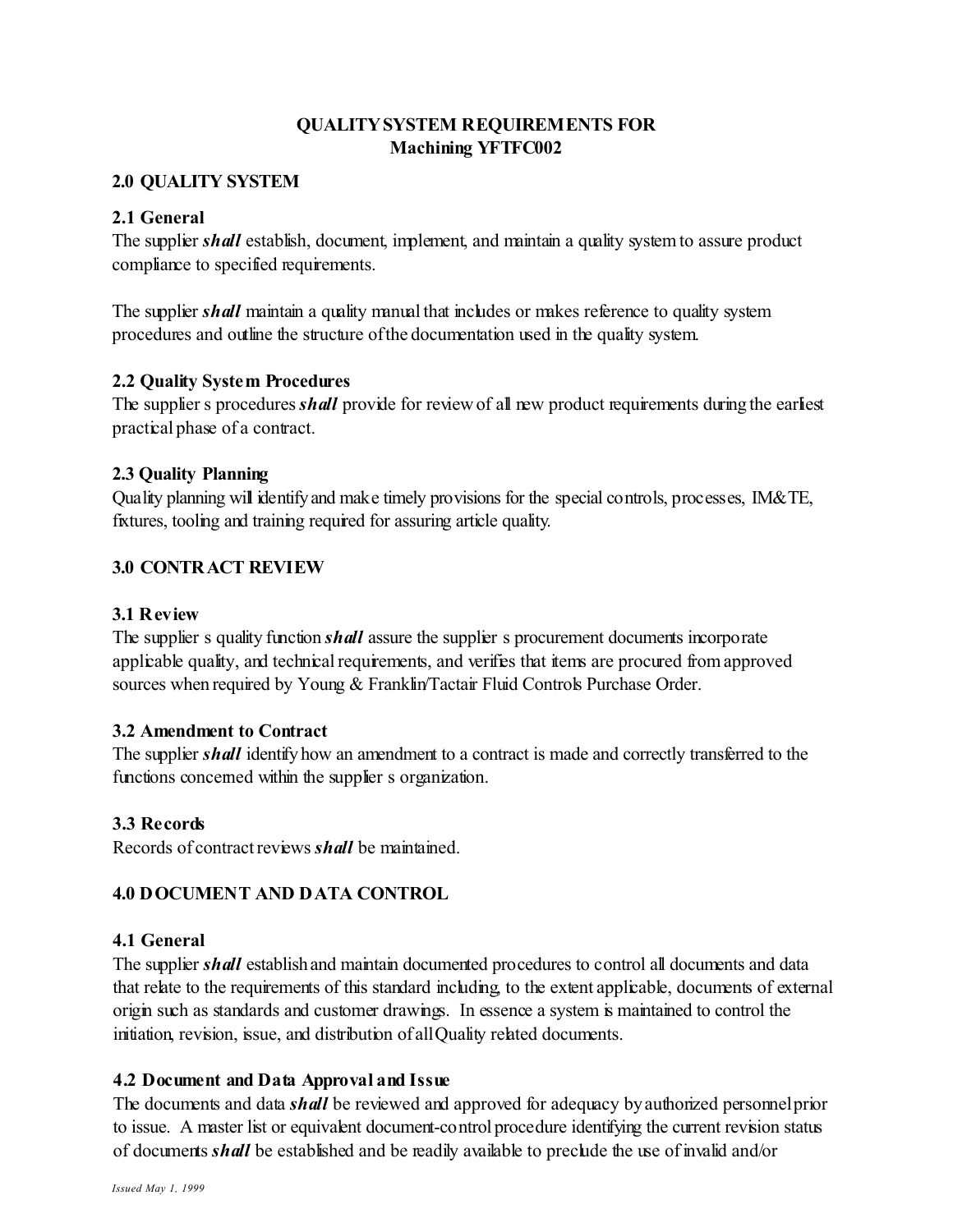**QUALITY SYSTEM REQUIREMENTS FOR**
**Machining YFTFC002**

## 2.0 QUALITY SYSTEM

### 2.1 General

The supplier ***shall*** establish, document, implement, and maintain a quality system to assure product compliance to specified requirements.

The supplier ***shall*** maintain a quality manual that includes or makes reference to quality system procedures and outline the structure of the documentation used in the quality system.

### 2.2 Quality System Procedures

The supplier s procedures ***shall*** provide for review of all new product requirements during the earliest practical phase of a contract.

### 2.3 Quality Planning

Quality planning will identify and make timely provisions for the special controls, processes, IM&TE, fixtures, tooling and training required for assuring article quality.

## 3.0 CONTRACT REVIEW

### 3.1 Review

The supplier s quality function ***shall*** assure the supplier s procurement documents incorporate applicable quality, and technical requirements, and verifies that items are procured from approved sources when required by Young & Franklin/Tactair Fluid Controls Purchase Order.

### 3.2 Amendment to Contract

The supplier ***shall*** identify how an amendment to a contract is made and correctly transferred to the functions concerned within the supplier s organization.

### 3.3 Records

Records of contract reviews ***shall*** be maintained.

## 4.0 DOCUMENT AND DATA CONTROL

### 4.1 General

The supplier ***shall*** establish and maintain documented procedures to control all documents and data that relate to the requirements of this standard including, to the extent applicable, documents of external origin such as standards and customer drawings. In essence a system is maintained to control the initiation, revision, issue, and distribution of all Quality related documents.

### 4.2 Document and Data Approval and Issue

The documents and data ***shall*** be reviewed and approved for adequacy by authorized personnel prior to issue. A master list or equivalent document-control procedure identifying the current revision status of documents ***shall*** be established and be readily available to preclude the use of invalid and/or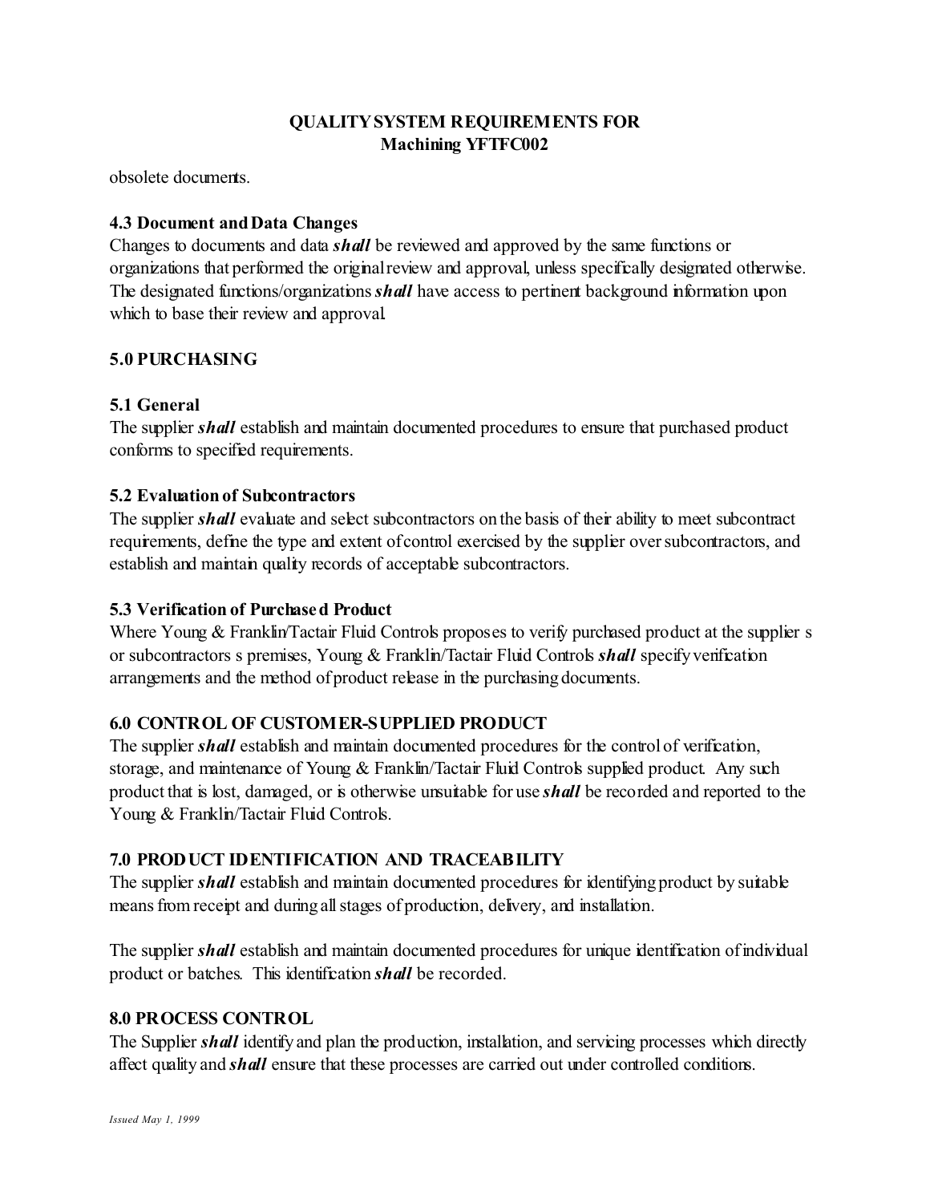obsolete documents.

### 4.3 Document and Data Changes

Changes to documents and data ***shall*** be reviewed and approved by the same functions or organizations that performed the original review and approval, unless specifically designated otherwise. The designated functions/organizations ***shall*** have access to pertinent background information upon which to base their review and approval.

## 5.0 PURCHASING

### 5.1 General

The supplier ***shall*** establish and maintain documented procedures to ensure that purchased product conforms to specified requirements.

### 5.2 Evaluation of Subcontractors

The supplier ***shall*** evaluate and select subcontractors on the basis of their ability to meet subcontract requirements, define the type and extent of control exercised by the supplier over subcontractors, and establish and maintain quality records of acceptable subcontractors.

### 5.3 Verification of Purchased Product

Where Young & Franklin/Tactair Fluid Controls proposes to verify purchased product at the supplier s or subcontractors s premises, Young & Franklin/Tactair Fluid Controls ***shall*** specify verification arrangements and the method of product release in the purchasing documents.

## 6.0 CONTROL OF CUSTOMER-SUPPLIED PRODUCT

The supplier ***shall*** establish and maintain documented procedures for the control of verification, storage, and maintenance of Young & Franklin/Tactair Fluid Controls supplied product. Any such product that is lost, damaged, or is otherwise unsuitable for use ***shall*** be recorded and reported to the Young & Franklin/Tactair Fluid Controls.

## 7.0 PRODUCT IDENTIFICATION AND TRACEABILITY

The supplier ***shall*** establish and maintain documented procedures for identifying product by suitable means from receipt and during all stages of production, delivery, and installation.

The supplier ***shall*** establish and maintain documented procedures for unique identification of individual product or batches. This identification ***shall*** be recorded.

## 8.0 PROCESS CONTROL

The Supplier ***shall*** identify and plan the production, installation, and servicing processes which directly affect quality and ***shall*** ensure that these processes are carried out under controlled conditions.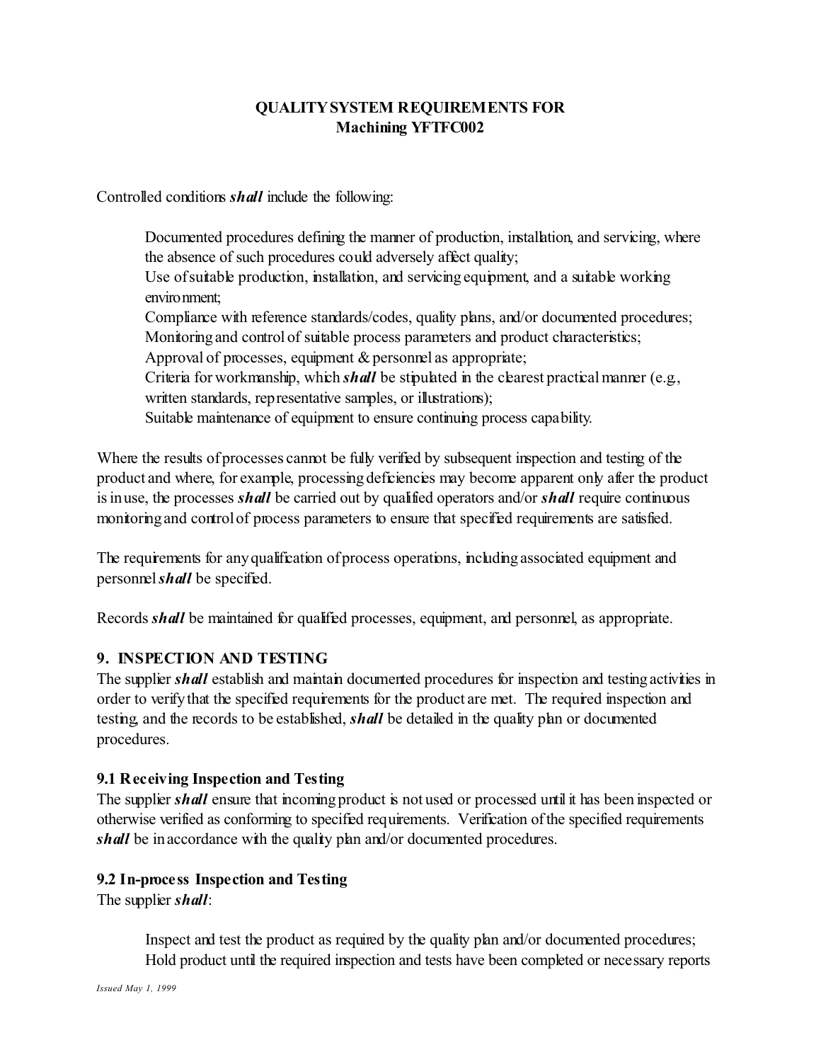**QUALITY SYSTEM REQUIREMENTS FOR**
**Machining YFTFC002**

Controlled conditions ***shall*** include the following:

Documented procedures defining the manner of production, installation, and servicing, where the absence of such procedures could adversely affect quality;
Use of suitable production, installation, and servicing equipment, and a suitable working environment;
Compliance with reference standards/codes, quality plans, and/or documented procedures;
Monitoring and control of suitable process parameters and product characteristics;
Approval of processes, equipment & personnel as appropriate;
Criteria for workmanship, which ***shall*** be stipulated in the clearest practical manner (e.g., written standards, representative samples, or illustrations);
Suitable maintenance of equipment to ensure continuing process capability.

Where the results of processes cannot be fully verified by subsequent inspection and testing of the product and where, for example, processing deficiencies may become apparent only after the product is in use, the processes ***shall*** be carried out by qualified operators and/or ***shall*** require continuous monitoring and control of process parameters to ensure that specified requirements are satisfied.

The requirements for any qualification of process operations, including associated equipment and personnel ***shall*** be specified.

Records ***shall*** be maintained for qualified processes, equipment, and personnel, as appropriate.

## 9. INSPECTION AND TESTING

The supplier ***shall*** establish and maintain documented procedures for inspection and testing activities in order to verify that the specified requirements for the product are met. The required inspection and testing, and the records to be established, ***shall*** be detailed in the quality plan or documented procedures.

### 9.1 Receiving Inspection and Testing

The supplier ***shall*** ensure that incoming product is not used or processed until it has been inspected or otherwise verified as conforming to specified requirements. Verification of the specified requirements ***shall*** be in accordance with the quality plan and/or documented procedures.

### 9.2 In-process Inspection and Testing

The supplier ***shall***:

Inspect and test the product as required by the quality plan and/or documented procedures;
Hold product until the required inspection and tests have been completed or necessary reports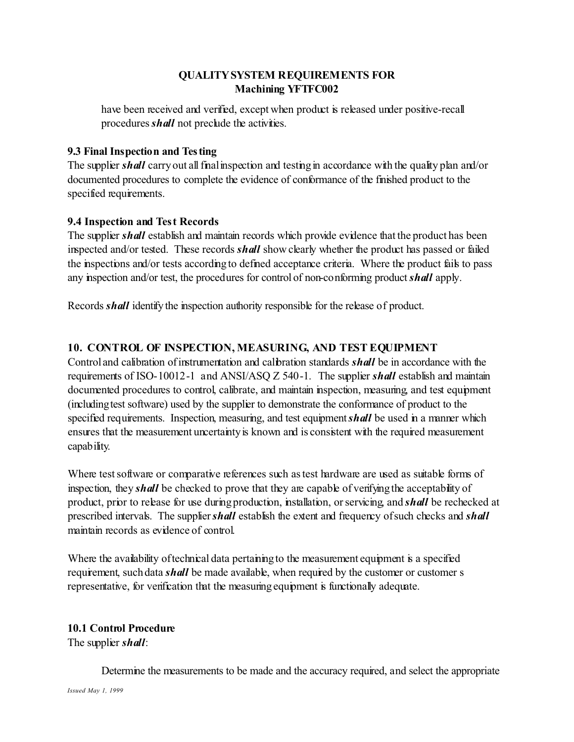have been received and verified, except when product is released under positive-recall procedures ***shall*** not preclude the activities.

### 9.3 Final Inspection and Testing

The supplier ***shall*** carry out all final inspection and testing in accordance with the quality plan and/or documented procedures to complete the evidence of conformance of the finished product to the specified requirements.

### 9.4 Inspection and Test Records

The supplier ***shall*** establish and maintain records which provide evidence that the product has been inspected and/or tested. These records ***shall*** show clearly whether the product has passed or failed the inspections and/or tests according to defined acceptance criteria. Where the product fails to pass any inspection and/or test, the procedures for control of non-conforming product ***shall*** apply.

Records ***shall*** identify the inspection authority responsible for the release of product.

## 10. CONTROL OF INSPECTION, MEASURING, AND TEST EQUIPMENT

Control and calibration of instrumentation and calibration standards ***shall*** be in accordance with the requirements of ISO-10012-1 and ANSI/ASQ Z 540-1. The supplier ***shall*** establish and maintain documented procedures to control, calibrate, and maintain inspection, measuring, and test equipment (including test software) used by the supplier to demonstrate the conformance of product to the specified requirements. Inspection, measuring, and test equipment ***shall*** be used in a manner which ensures that the measurement uncertainty is known and is consistent with the required measurement capability.

Where test software or comparative references such as test hardware are used as suitable forms of inspection, they ***shall*** be checked to prove that they are capable of verifying the acceptability of product, prior to release for use during production, installation, or servicing, and ***shall*** be rechecked at prescribed intervals. The supplier ***shall*** establish the extent and frequency of such checks and ***shall*** maintain records as evidence of control.

Where the availability of technical data pertaining to the measurement equipment is a specified requirement, such data ***shall*** be made available, when required by the customer or customer s representative, for verification that the measuring equipment is functionally adequate.

### 10.1 Control Procedure

The supplier ***shall***:

Determine the measurements to be made and the accuracy required, and select the appropriate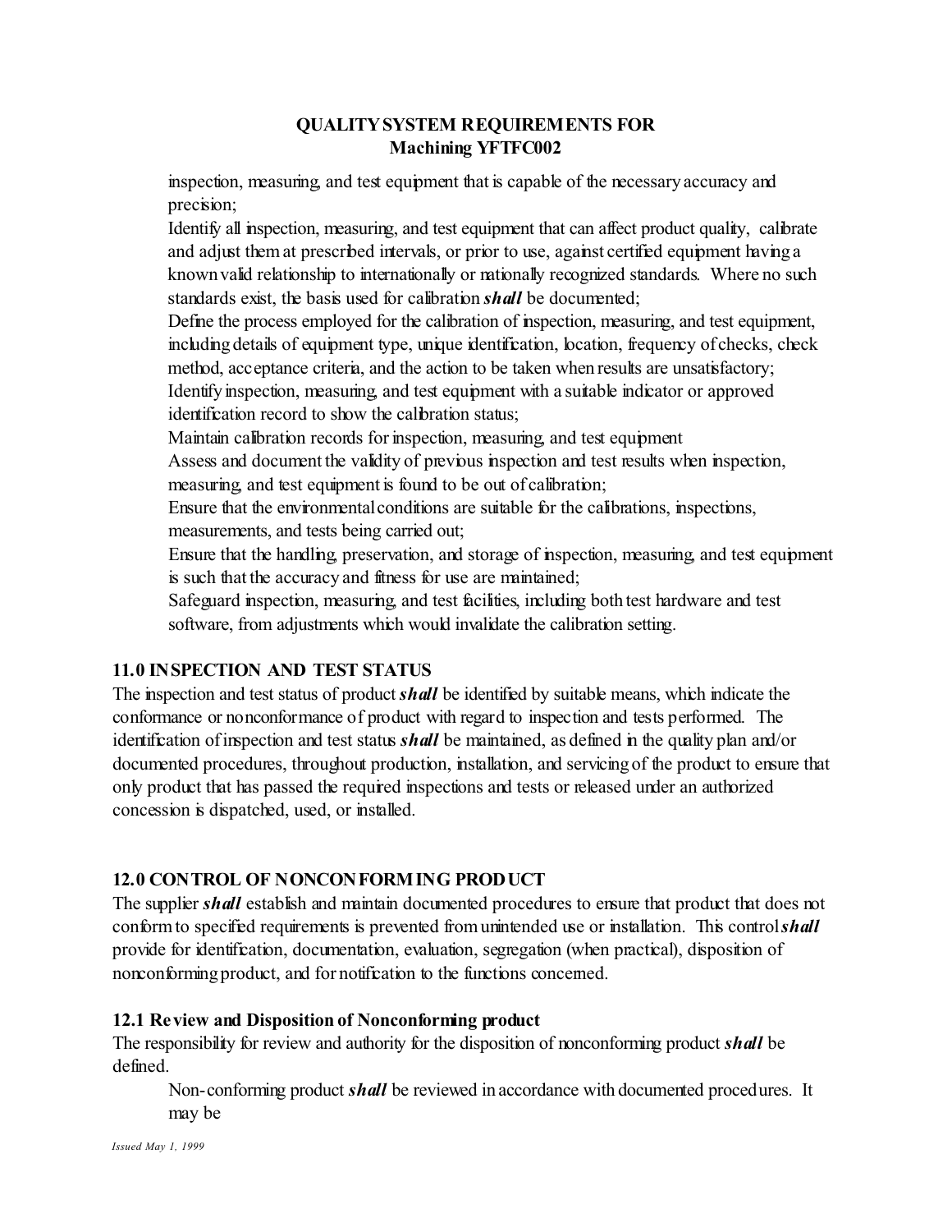inspection, measuring, and test equipment that is capable of the necessary accuracy and precision;

Identify all inspection, measuring, and test equipment that can affect product quality, calibrate and adjust them at prescribed intervals, or prior to use, against certified equipment having a known valid relationship to internationally or nationally recognized standards. Where no such standards exist, the basis used for calibration ***shall*** be documented;

Define the process employed for the calibration of inspection, measuring, and test equipment, including details of equipment type, unique identification, location, frequency of checks, check method, acceptance criteria, and the action to be taken when results are unsatisfactory;

Identify inspection, measuring, and test equipment with a suitable indicator or approved identification record to show the calibration status;

Maintain calibration records for inspection, measuring, and test equipment

Assess and document the validity of previous inspection and test results when inspection, measuring, and test equipment is found to be out of calibration;

Ensure that the environmental conditions are suitable for the calibrations, inspections, measurements, and tests being carried out;

Ensure that the handling, preservation, and storage of inspection, measuring, and test equipment is such that the accuracy and fitness for use are maintained;

Safeguard inspection, measuring, and test facilities, including both test hardware and test software, from adjustments which would invalidate the calibration setting.

## 11.0 INSPECTION AND TEST STATUS

The inspection and test status of product ***shall*** be identified by suitable means, which indicate the conformance or nonconformance of product with regard to inspection and tests performed. The identification of inspection and test status ***shall*** be maintained, as defined in the quality plan and/or documented procedures, throughout production, installation, and servicing of the product to ensure that only product that has passed the required inspections and tests or released under an authorized concession is dispatched, used, or installed.

## 12.0 CONTROL OF NONCONFORMING PRODUCT

The supplier ***shall*** establish and maintain documented procedures to ensure that product that does not conform to specified requirements is prevented from unintended use or installation. This control ***shall*** provide for identification, documentation, evaluation, segregation (when practical), disposition of nonconforming product, and for notification to the functions concerned.

### 12.1 Review and Disposition of Nonconforming product

The responsibility for review and authority for the disposition of nonconforming product ***shall*** be defined.

Non-conforming product ***shall*** be reviewed in accordance with documented procedures. It may be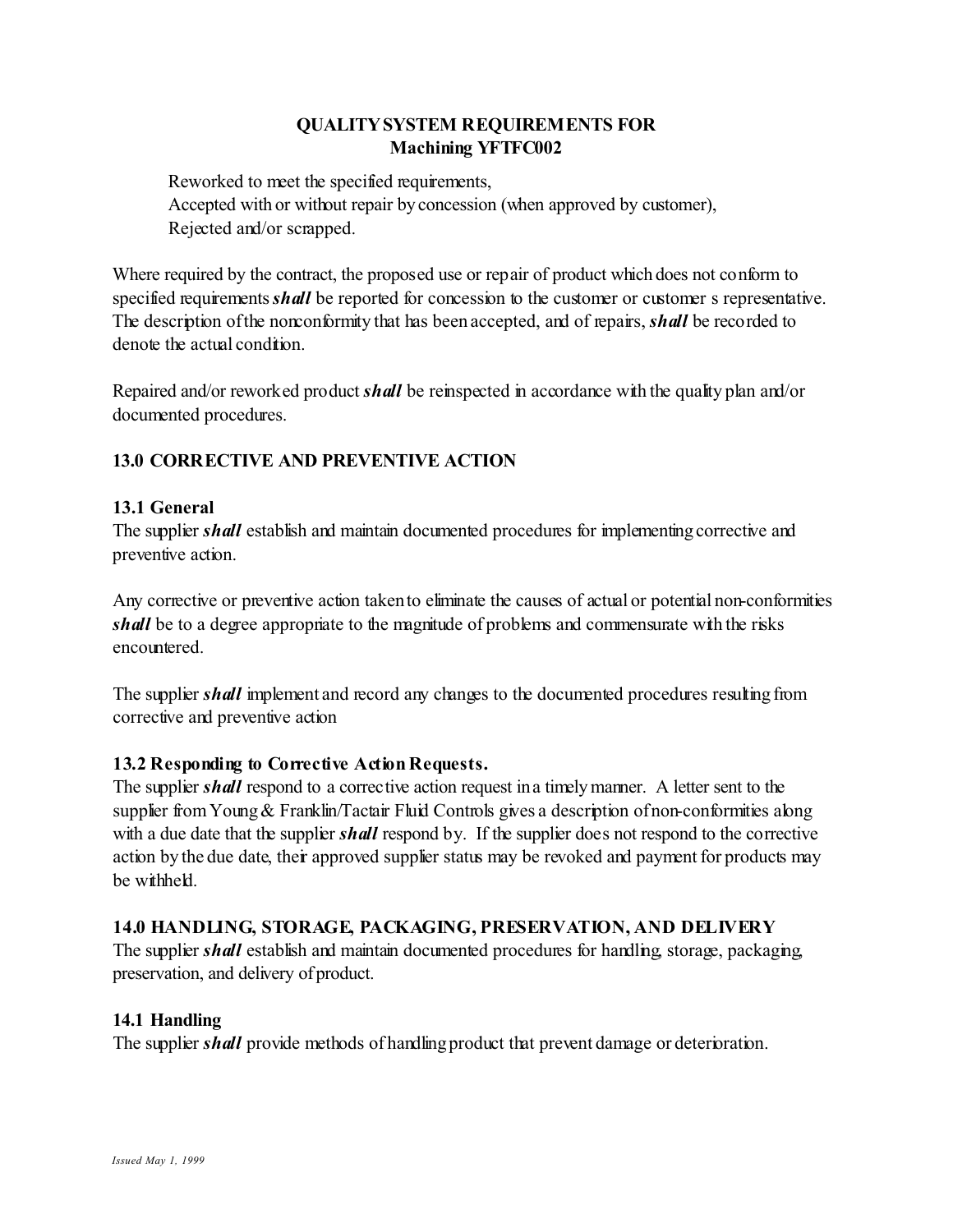**QUALITY SYSTEM REQUIREMENTS FOR**
**Machining YFTFC002**

Reworked to meet the specified requirements,
Accepted with or without repair by concession (when approved by customer),
Rejected and/or scrapped.

Where required by the contract, the proposed use or repair of product which does not conform to specified requirements ***shall*** be reported for concession to the customer or customer s representative. The description of the nonconformity that has been accepted, and of repairs, ***shall*** be recorded to denote the actual condition.

Repaired and/or reworked product ***shall*** be reinspected in accordance with the quality plan and/or documented procedures.

## 13.0 CORRECTIVE AND PREVENTIVE ACTION

### 13.1 General

The supplier ***shall*** establish and maintain documented procedures for implementing corrective and preventive action.

Any corrective or preventive action taken to eliminate the causes of actual or potential non-conformities ***shall*** be to a degree appropriate to the magnitude of problems and commensurate with the risks encountered.

The supplier ***shall*** implement and record any changes to the documented procedures resulting from corrective and preventive action

### 13.2 Responding to Corrective Action Requests.

The supplier ***shall*** respond to a corrective action request in a timely manner. A letter sent to the supplier from Young & Franklin/Tactair Fluid Controls gives a description of non-conformities along with a due date that the supplier ***shall*** respond by. If the supplier does not respond to the corrective action by the due date, their approved supplier status may be revoked and payment for products may be withheld.

## 14.0 HANDLING, STORAGE, PACKAGING, PRESERVATION, AND DELIVERY

The supplier ***shall*** establish and maintain documented procedures for handling, storage, packaging, preservation, and delivery of product.

### 14.1 Handling

The supplier ***shall*** provide methods of handling product that prevent damage or deterioration.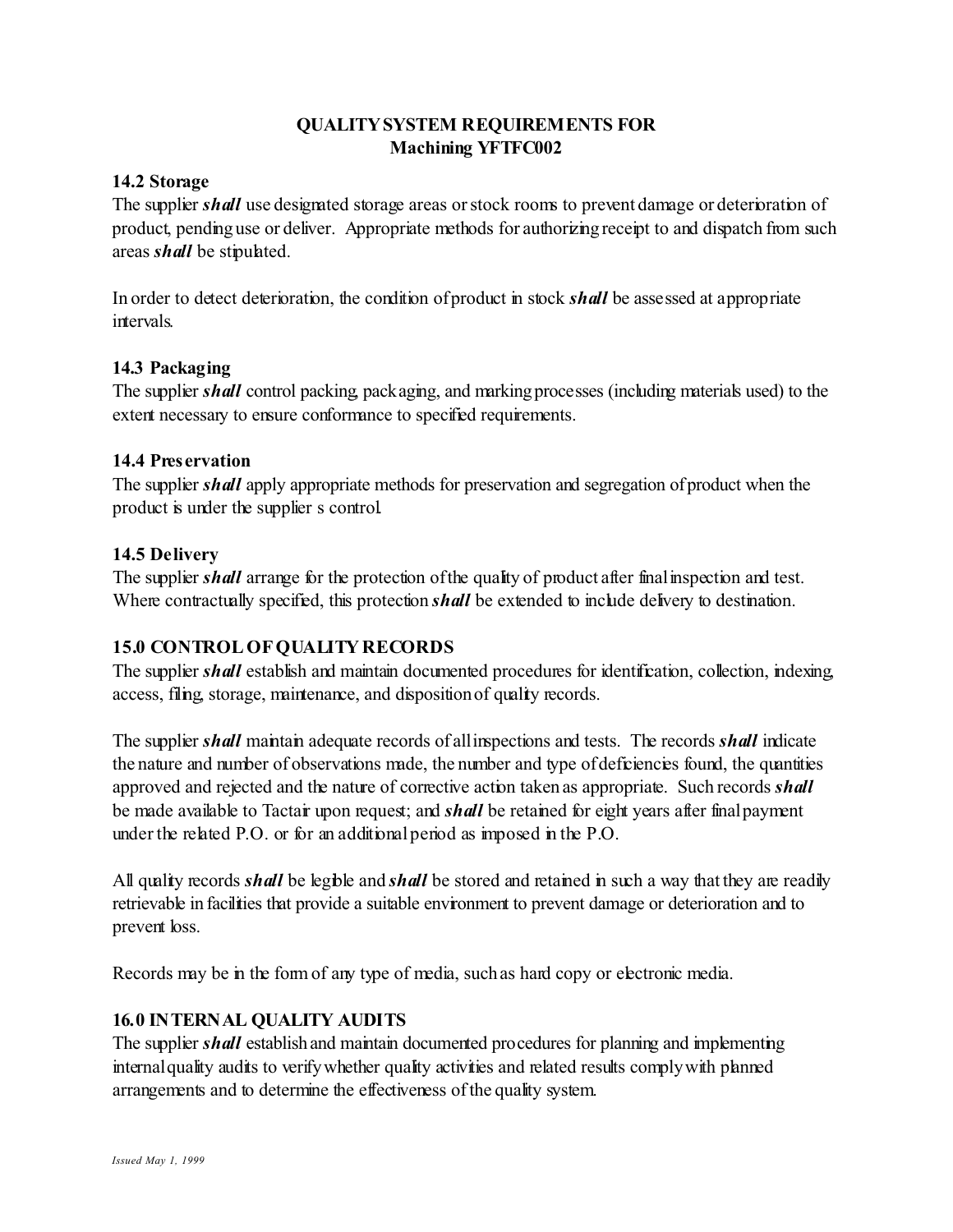# QUALITY SYSTEM REQUIREMENTS FOR Machining YFTFC002

### 14.2 Storage

The supplier ***shall*** use designated storage areas or stock rooms to prevent damage or deterioration of product, pending use or deliver. Appropriate methods for authorizing receipt to and dispatch from such areas ***shall*** be stipulated.

In order to detect deterioration, the condition of product in stock ***shall*** be assessed at appropriate intervals.

### 14.3 Packaging

The supplier ***shall*** control packing, packaging, and marking processes (including materials used) to the extent necessary to ensure conformance to specified requirements.

### 14.4 Preservation

The supplier ***shall*** apply appropriate methods for preservation and segregation of product when the product is under the supplier s control.

### 14.5 Delivery

The supplier ***shall*** arrange for the protection of the quality of product after final inspection and test. Where contractually specified, this protection ***shall*** be extended to include delivery to destination.

## 15.0 CONTROL OF QUALITY RECORDS

The supplier ***shall*** establish and maintain documented procedures for identification, collection, indexing, access, filing, storage, maintenance, and disposition of quality records.

The supplier ***shall*** maintain adequate records of all inspections and tests. The records ***shall*** indicate the nature and number of observations made, the number and type of deficiencies found, the quantities approved and rejected and the nature of corrective action taken as appropriate. Such records ***shall*** be made available to Tactair upon request; and ***shall*** be retained for eight years after final payment under the related P.O. or for an additional period as imposed in the P.O.

All quality records ***shall*** be legible and ***shall*** be stored and retained in such a way that they are readily retrievable in facilities that provide a suitable environment to prevent damage or deterioration and to prevent loss.

Records may be in the form of any type of media, such as hard copy or electronic media.

## 16.0 INTERNAL QUALITY AUDITS

The supplier ***shall*** establish and maintain documented procedures for planning and implementing internal quality audits to verify whether quality activities and related results comply with planned arrangements and to determine the effectiveness of the quality system.

*Issued May 1, 1999*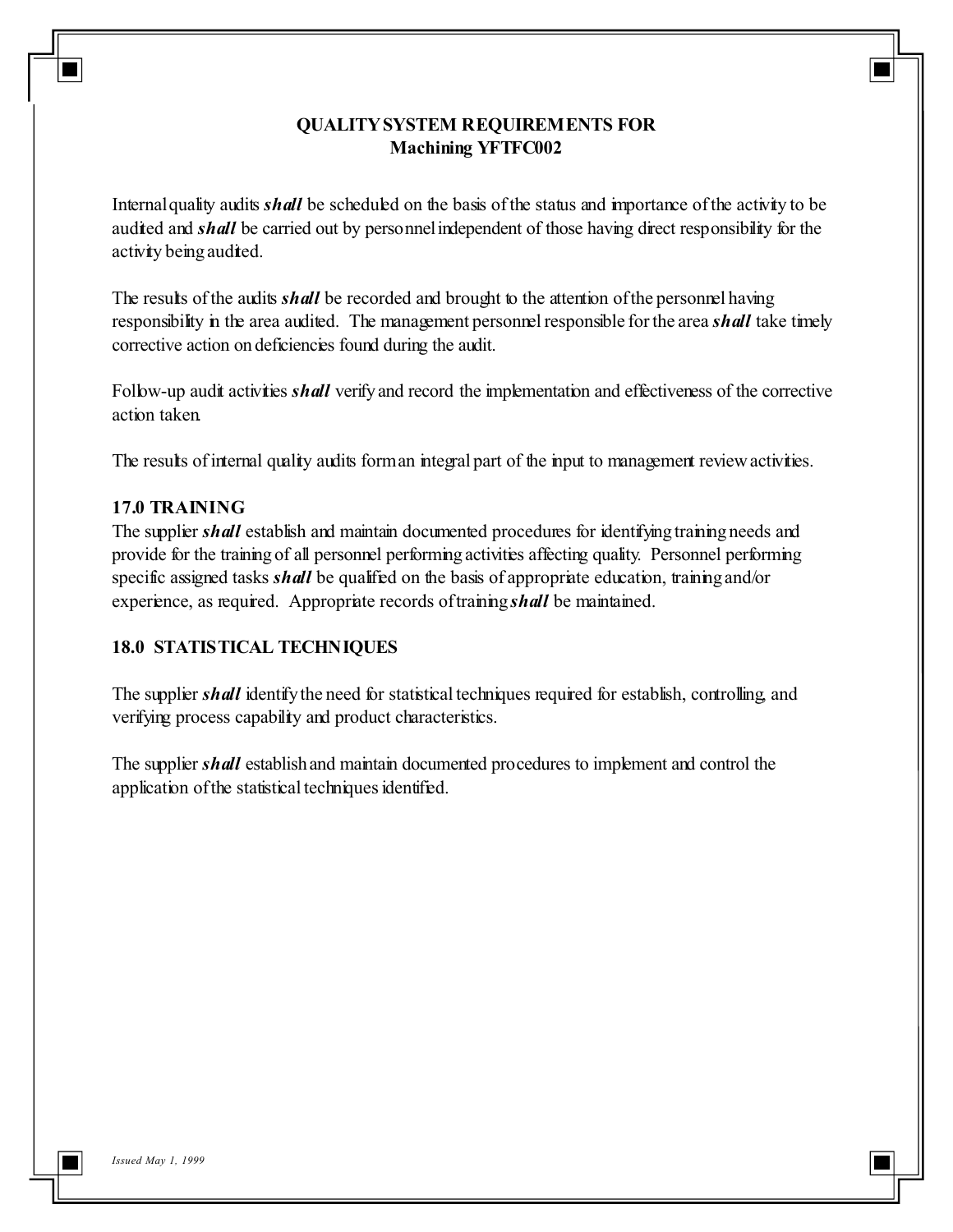Internal quality audits ***shall*** be scheduled on the basis of the status and importance of the activity to be audited and ***shall*** be carried out by personnel independent of those having direct responsibility for the activity being audited.

The results of the audits ***shall*** be recorded and brought to the attention of the personnel having responsibility in the area audited. The management personnel responsible for the area ***shall*** take timely corrective action on deficiencies found during the audit.

Follow-up audit activities ***shall*** verify and record the implementation and effectiveness of the corrective action taken.

The results of internal quality audits form an integral part of the input to management review activities.

### 17.0 TRAINING

The supplier ***shall*** establish and maintain documented procedures for identifying training needs and provide for the training of all personnel performing activities affecting quality. Personnel performing specific assigned tasks ***shall*** be qualified on the basis of appropriate education, training and/or experience, as required. Appropriate records of training ***shall*** be maintained.

### 18.0 STATISTICAL TECHNIQUES

The supplier ***shall*** identify the need for statistical techniques required for establish, controlling, and verifying process capability and product characteristics.

The supplier ***shall*** establish and maintain documented procedures to implement and control the application of the statistical techniques identified.